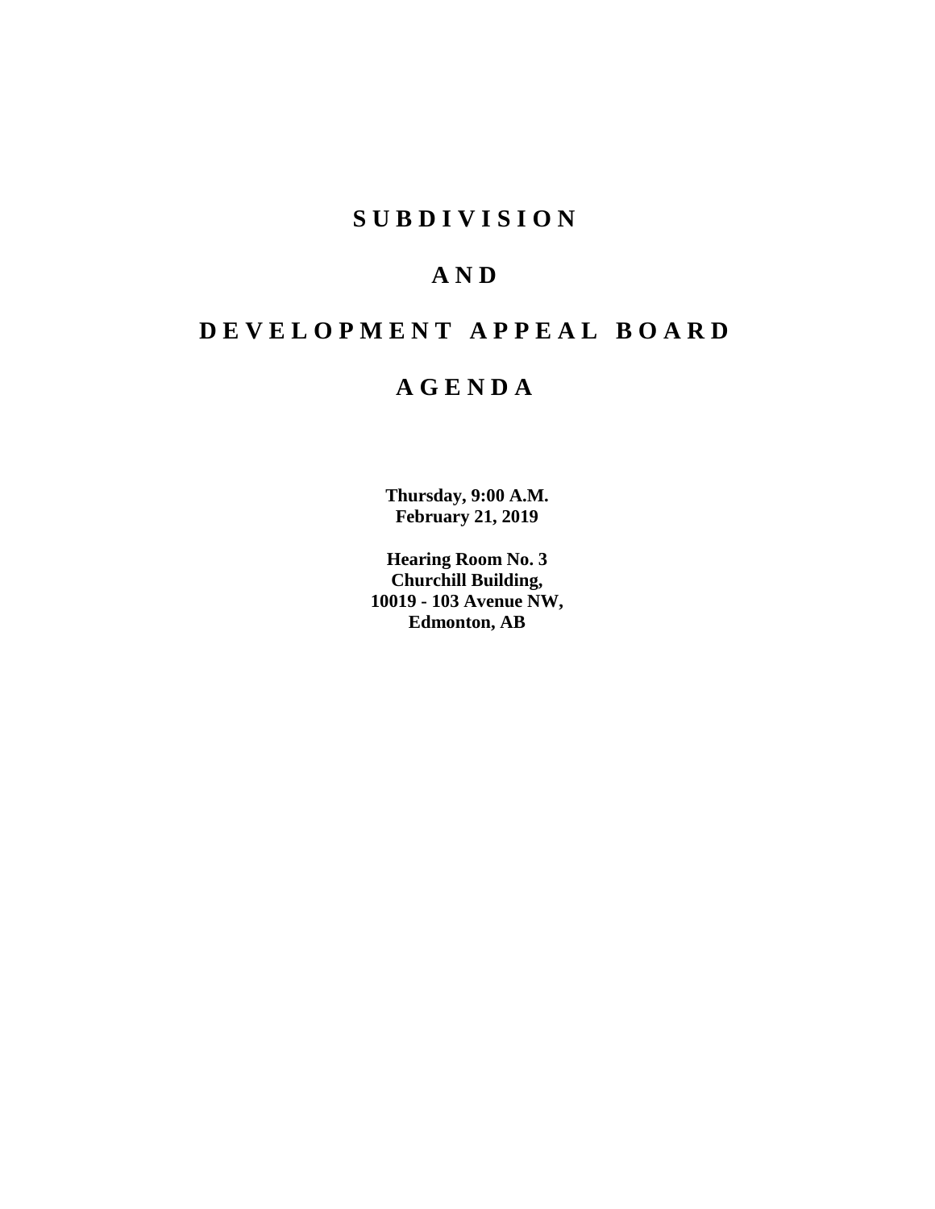# S U B D I V I S I O N

# A N D

# D E V E L O P M E N T  A P P E A L  B O A R D

# A G E N D A

**Thursday, 9:00 A.M.**
**February 21, 2019**

**Hearing Room No. 3**
**Churchill Building,**
**10019 - 103 Avenue NW,**
**Edmonton, AB**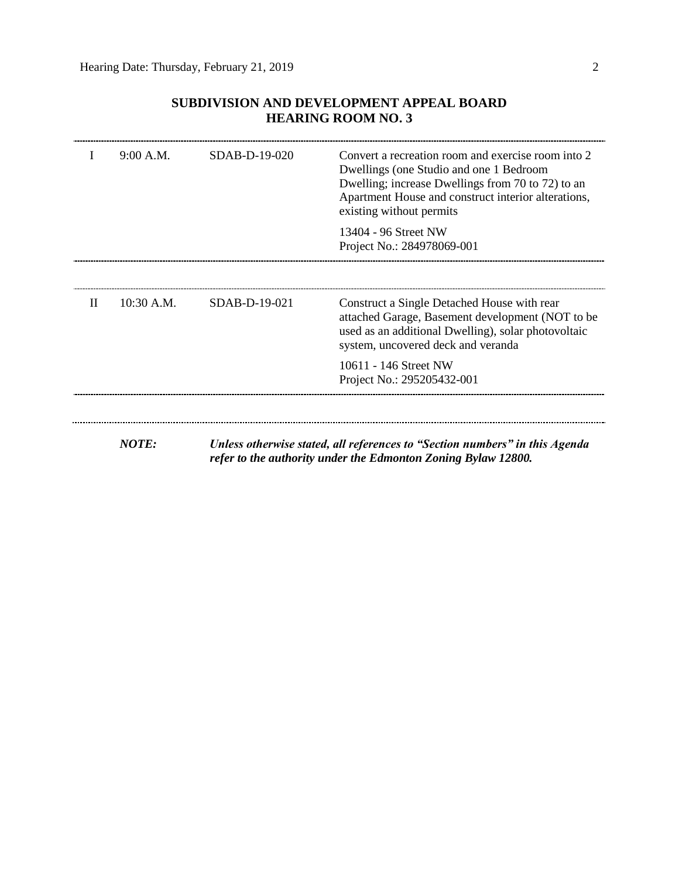## SUBDIVISION AND DEVELOPMENT APPEAL BOARD
## HEARING ROOM NO. 3

| | | | |
|---|---|---|---|
| I | 9:00 A.M. | SDAB-D-19-020 | Convert a recreation room and exercise room into 2 Dwellings (one Studio and one 1 Bedroom Dwelling; increase Dwellings from 70 to 72) to an Apartment House and construct interior alterations, existing without permits<br><br>13404 - 96 Street NW<br>Project No.: 284978069-001 |
| II | 10:30 A.M. | SDAB-D-19-021 | Construct a Single Detached House with rear attached Garage, Basement development (NOT to be used as an additional Dwelling), solar photovoltaic system, uncovered deck and veranda<br><br>10611 - 146 Street NW<br>Project No.: 295205432-001 |

***NOTE:*** ***Unless otherwise stated, all references to "Section numbers" in this Agenda refer to the authority under the Edmonton Zoning Bylaw 12800.***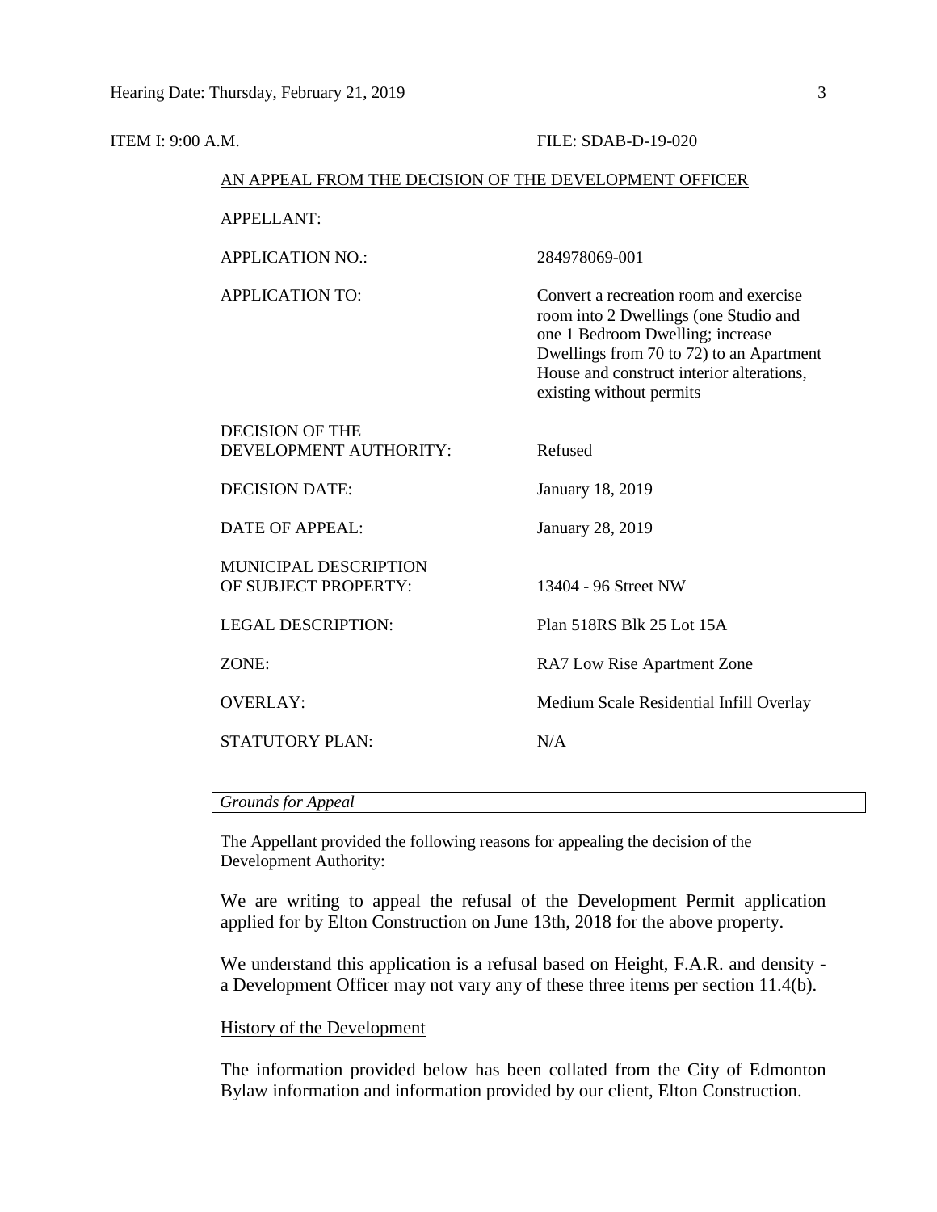ITEM I: 9:00 A.M. FILE: SDAB-D-19-020

AN APPEAL FROM THE DECISION OF THE DEVELOPMENT OFFICER

| | |
|---|---|
| APPELLANT: | |
| APPLICATION NO.: | 284978069-001 |
| APPLICATION TO: | Convert a recreation room and exercise room into 2 Dwellings (one Studio and one 1 Bedroom Dwelling; increase Dwellings from 70 to 72) to an Apartment House and construct interior alterations, existing without permits |
| DECISION OF THE DEVELOPMENT AUTHORITY: | Refused |
| DECISION DATE: | January 18, 2019 |
| DATE OF APPEAL: | January 28, 2019 |
| MUNICIPAL DESCRIPTION OF SUBJECT PROPERTY: | 13404 - 96 Street NW |
| LEGAL DESCRIPTION: | Plan 518RS Blk 25 Lot 15A |
| ZONE: | RA7 Low Rise Apartment Zone |
| OVERLAY: | Medium Scale Residential Infill Overlay |
| STATUTORY PLAN: | N/A |

*Grounds for Appeal*

The Appellant provided the following reasons for appealing the decision of the Development Authority:

We are writing to appeal the refusal of the Development Permit application applied for by Elton Construction on June 13th, 2018 for the above property.

We understand this application is a refusal based on Height, F.A.R. and density - a Development Officer may not vary any of these three items per section 11.4(b).

History of the Development

The information provided below has been collated from the City of Edmonton Bylaw information and information provided by our client, Elton Construction.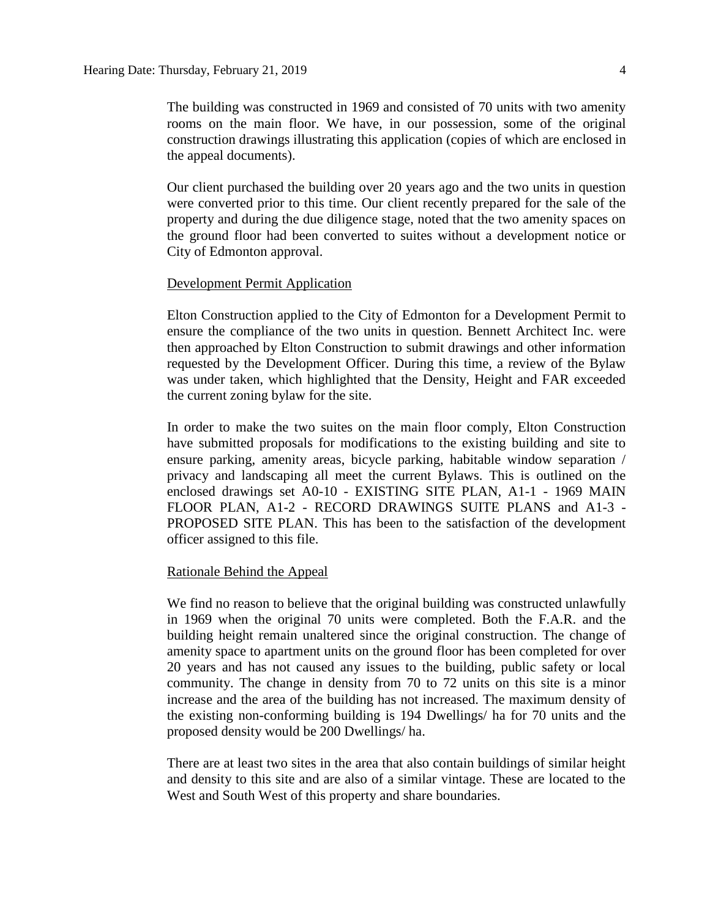The building was constructed in 1969 and consisted of 70 units with two amenity rooms on the main floor. We have, in our possession, some of the original construction drawings illustrating this application (copies of which are enclosed in the appeal documents).

Our client purchased the building over 20 years ago and the two units in question were converted prior to this time. Our client recently prepared for the sale of the property and during the due diligence stage, noted that the two amenity spaces on the ground floor had been converted to suites without a development notice or City of Edmonton approval.

<u>Development Permit Application</u>

Elton Construction applied to the City of Edmonton for a Development Permit to ensure the compliance of the two units in question. Bennett Architect Inc. were then approached by Elton Construction to submit drawings and other information requested by the Development Officer. During this time, a review of the Bylaw was under taken, which highlighted that the Density, Height and FAR exceeded the current zoning bylaw for the site.

In order to make the two suites on the main floor comply, Elton Construction have submitted proposals for modifications to the existing building and site to ensure parking, amenity areas, bicycle parking, habitable window separation / privacy and landscaping all meet the current Bylaws. This is outlined on the enclosed drawings set A0-10 - EXISTING SITE PLAN, A1-1 - 1969 MAIN FLOOR PLAN, A1-2 - RECORD DRAWINGS SUITE PLANS and A1-3 - PROPOSED SITE PLAN. This has been to the satisfaction of the development officer assigned to this file.

<u>Rationale Behind the Appeal</u>

We find no reason to believe that the original building was constructed unlawfully in 1969 when the original 70 units were completed. Both the F.A.R. and the building height remain unaltered since the original construction. The change of amenity space to apartment units on the ground floor has been completed for over 20 years and has not caused any issues to the building, public safety or local community. The change in density from 70 to 72 units on this site is a minor increase and the area of the building has not increased. The maximum density of the existing non-conforming building is 194 Dwellings/ ha for 70 units and the proposed density would be 200 Dwellings/ ha.

There are at least two sites in the area that also contain buildings of similar height and density to this site and are also of a similar vintage. These are located to the West and South West of this property and share boundaries.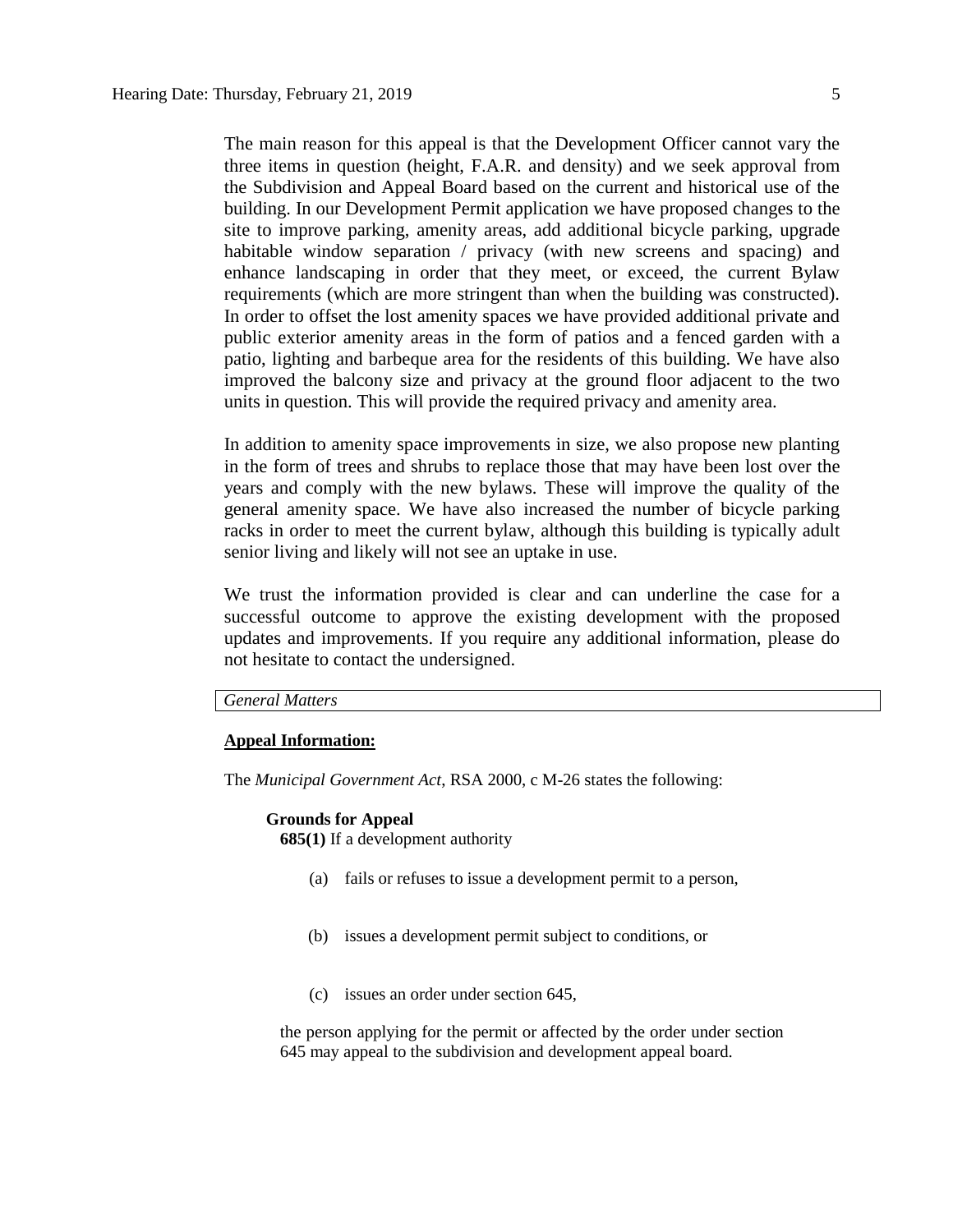The main reason for this appeal is that the Development Officer cannot vary the three items in question (height, F.A.R. and density) and we seek approval from the Subdivision and Appeal Board based on the current and historical use of the building. In our Development Permit application we have proposed changes to the site to improve parking, amenity areas, add additional bicycle parking, upgrade habitable window separation / privacy (with new screens and spacing) and enhance landscaping in order that they meet, or exceed, the current Bylaw requirements (which are more stringent than when the building was constructed). In order to offset the lost amenity spaces we have provided additional private and public exterior amenity areas in the form of patios and a fenced garden with a patio, lighting and barbeque area for the residents of this building. We have also improved the balcony size and privacy at the ground floor adjacent to the two units in question. This will provide the required privacy and amenity area.

In addition to amenity space improvements in size, we also propose new planting in the form of trees and shrubs to replace those that may have been lost over the years and comply with the new bylaws. These will improve the quality of the general amenity space. We have also increased the number of bicycle parking racks in order to meet the current bylaw, although this building is typically adult senior living and likely will not see an uptake in use.

We trust the information provided is clear and can underline the case for a successful outcome to approve the existing development with the proposed updates and improvements. If you require any additional information, please do not hesitate to contact the undersigned.

*General Matters*

**Appeal Information:**

The *Municipal Government Act*, RSA 2000, c M-26 states the following:

**Grounds for Appeal**

**685(1)** If a development authority

(a) fails or refuses to issue a development permit to a person,

(b) issues a development permit subject to conditions, or

(c) issues an order under section 645,

the person applying for the permit or affected by the order under section 645 may appeal to the subdivision and development appeal board.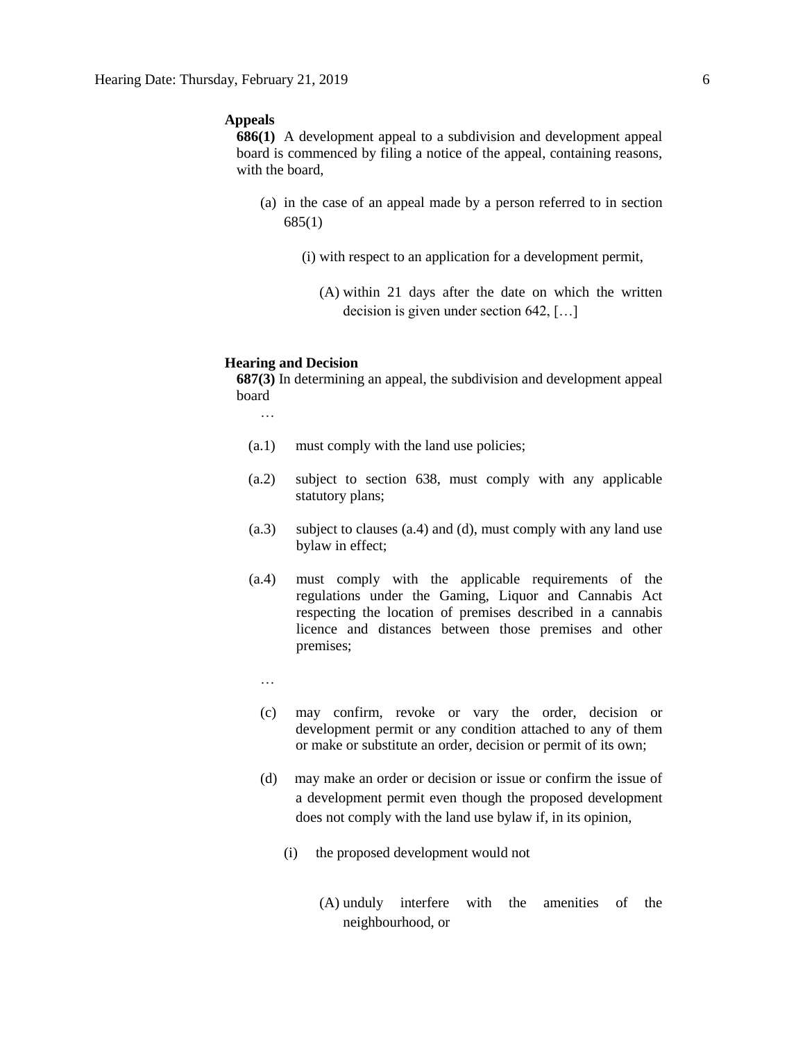**Appeals**

**686(1)** A development appeal to a subdivision and development appeal board is commenced by filing a notice of the appeal, containing reasons, with the board,

(a) in the case of an appeal made by a person referred to in section 685(1)

(i) with respect to an application for a development permit,

(A) within 21 days after the date on which the written decision is given under section 642, […]

**Hearing and Decision**

**687(3)** In determining an appeal, the subdivision and development appeal board

…

(a.1) must comply with the land use policies;

(a.2) subject to section 638, must comply with any applicable statutory plans;

(a.3) subject to clauses (a.4) and (d), must comply with any land use bylaw in effect;

(a.4) must comply with the applicable requirements of the regulations under the Gaming, Liquor and Cannabis Act respecting the location of premises described in a cannabis licence and distances between those premises and other premises;

…

(c) may confirm, revoke or vary the order, decision or development permit or any condition attached to any of them or make or substitute an order, decision or permit of its own;

(d) may make an order or decision or issue or confirm the issue of a development permit even though the proposed development does not comply with the land use bylaw if, in its opinion,

(i) the proposed development would not

(A) unduly interfere with the amenities of the neighbourhood, or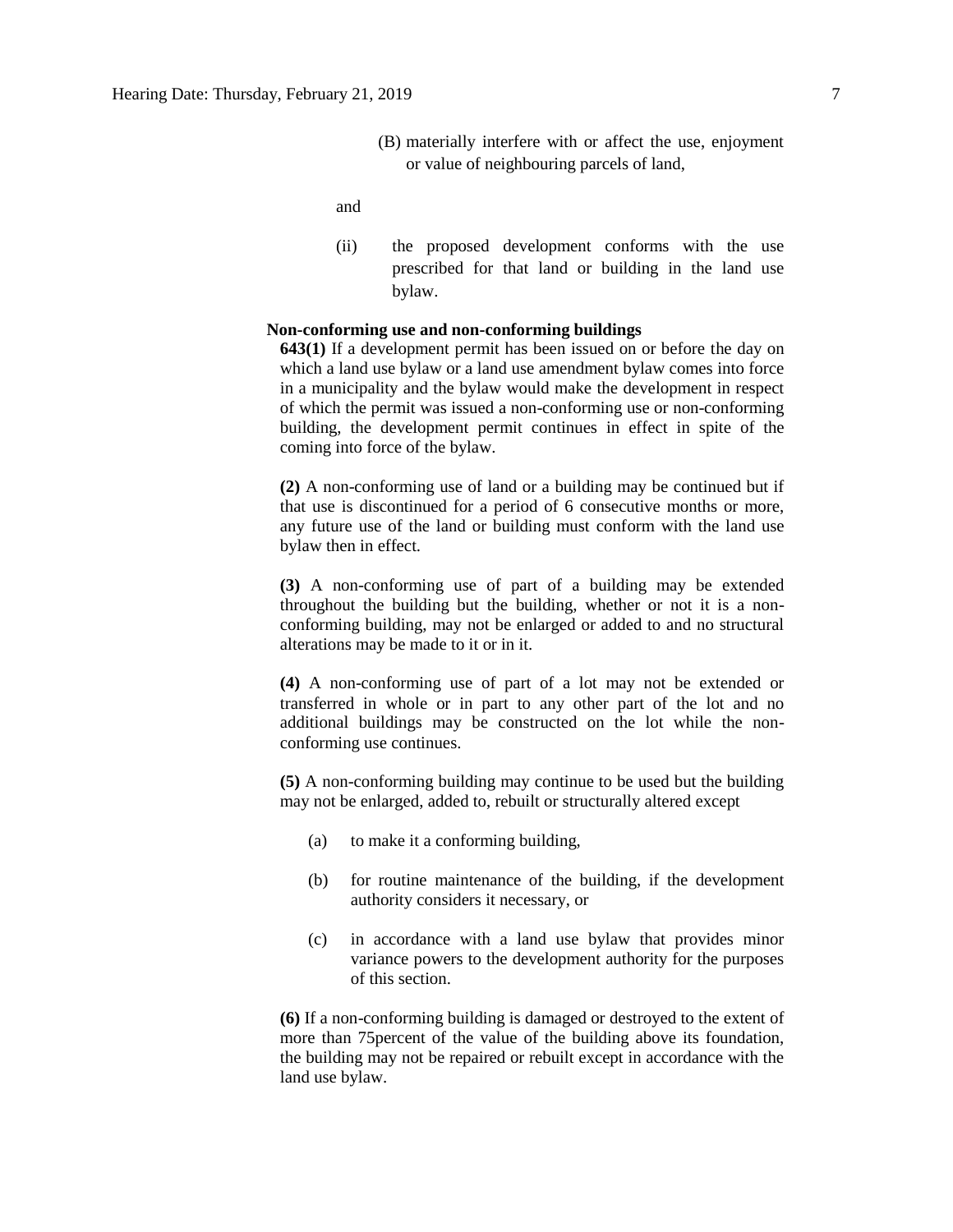(B) materially interfere with or affect the use, enjoyment or value of neighbouring parcels of land,

and

(ii) the proposed development conforms with the use prescribed for that land or building in the land use bylaw.

**Non-conforming use and non-conforming buildings**

**643(1)** If a development permit has been issued on or before the day on which a land use bylaw or a land use amendment bylaw comes into force in a municipality and the bylaw would make the development in respect of which the permit was issued a non-conforming use or non-conforming building, the development permit continues in effect in spite of the coming into force of the bylaw.

**(2)** A non-conforming use of land or a building may be continued but if that use is discontinued for a period of 6 consecutive months or more, any future use of the land or building must conform with the land use bylaw then in effect.

**(3)** A non-conforming use of part of a building may be extended throughout the building but the building, whether or not it is a non-conforming building, may not be enlarged or added to and no structural alterations may be made to it or in it.

**(4)** A non-conforming use of part of a lot may not be extended or transferred in whole or in part to any other part of the lot and no additional buildings may be constructed on the lot while the non-conforming use continues.

**(5)** A non-conforming building may continue to be used but the building may not be enlarged, added to, rebuilt or structurally altered except

(a) to make it a conforming building,

(b) for routine maintenance of the building, if the development authority considers it necessary, or

(c) in accordance with a land use bylaw that provides minor variance powers to the development authority for the purposes of this section.

**(6)** If a non-conforming building is damaged or destroyed to the extent of more than 75percent of the value of the building above its foundation, the building may not be repaired or rebuilt except in accordance with the land use bylaw.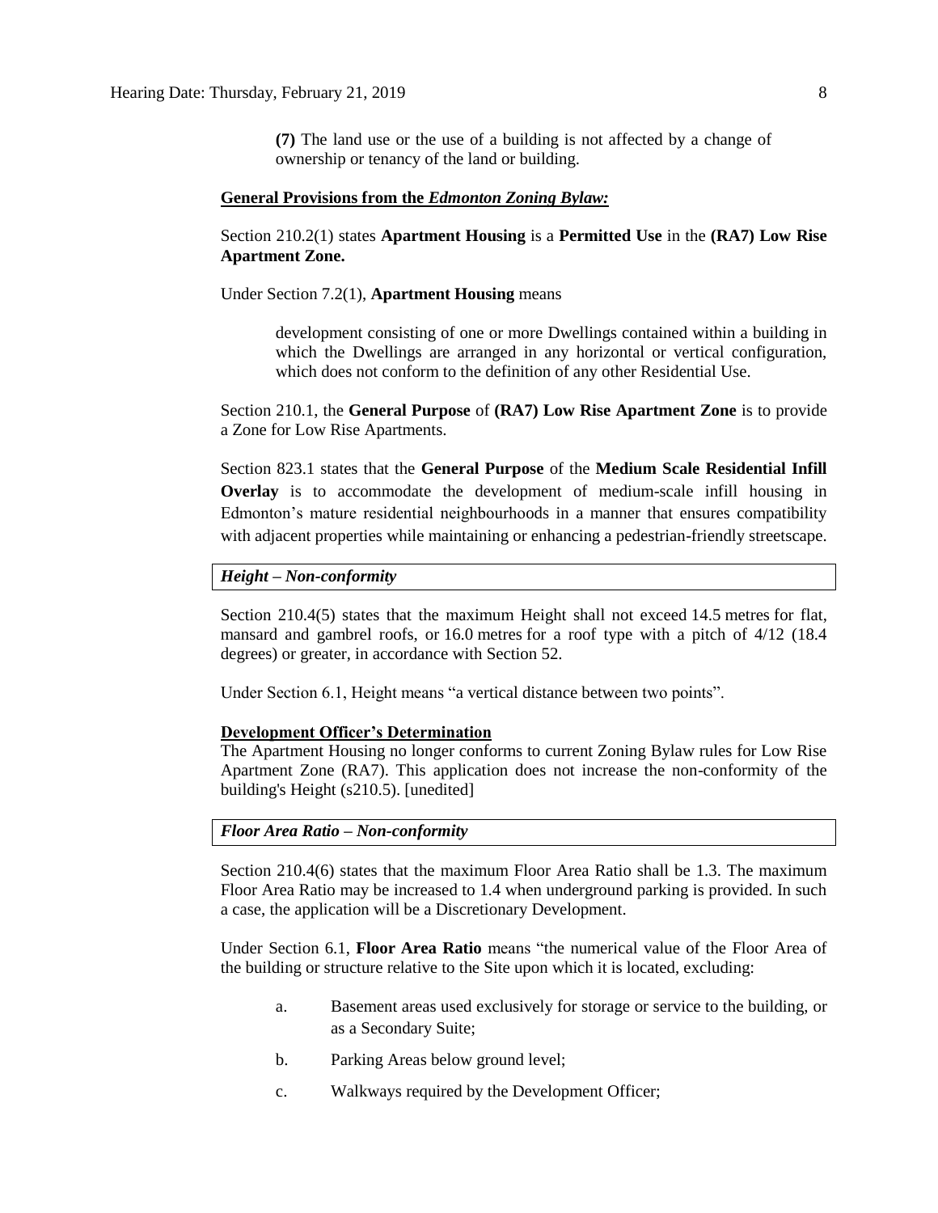**(7)** The land use or the use of a building is not affected by a change of ownership or tenancy of the land or building.

**General Provisions from the *Edmonton Zoning Bylaw:***

Section 210.2(1) states **Apartment Housing** is a **Permitted Use** in the **(RA7) Low Rise Apartment Zone.**

Under Section 7.2(1), **Apartment Housing** means

> development consisting of one or more Dwellings contained within a building in which the Dwellings are arranged in any horizontal or vertical configuration, which does not conform to the definition of any other Residential Use.

Section 210.1, the **General Purpose** of **(RA7) Low Rise Apartment Zone** is to provide a Zone for Low Rise Apartments.

Section 823.1 states that the **General Purpose** of the **Medium Scale Residential Infill Overlay** is to accommodate the development of medium-scale infill housing in Edmonton's mature residential neighbourhoods in a manner that ensures compatibility with adjacent properties while maintaining or enhancing a pedestrian-friendly streetscape.

***Height – Non-conformity***

Section 210.4(5) states that the maximum Height shall not exceed 14.5 metres for flat, mansard and gambrel roofs, or 16.0 metres for a roof type with a pitch of 4/12 (18.4 degrees) or greater, in accordance with Section 52.

Under Section 6.1, Height means "a vertical distance between two points".

**Development Officer's Determination**

The Apartment Housing no longer conforms to current Zoning Bylaw rules for Low Rise Apartment Zone (RA7). This application does not increase the non-conformity of the building's Height (s210.5). [unedited]

***Floor Area Ratio – Non-conformity***

Section 210.4(6) states that the maximum Floor Area Ratio shall be 1.3. The maximum Floor Area Ratio may be increased to 1.4 when underground parking is provided. In such a case, the application will be a Discretionary Development.

Under Section 6.1, **Floor Area Ratio** means "the numerical value of the Floor Area of the building or structure relative to the Site upon which it is located, excluding:

a. Basement areas used exclusively for storage or service to the building, or as a Secondary Suite;

b. Parking Areas below ground level;

c. Walkways required by the Development Officer;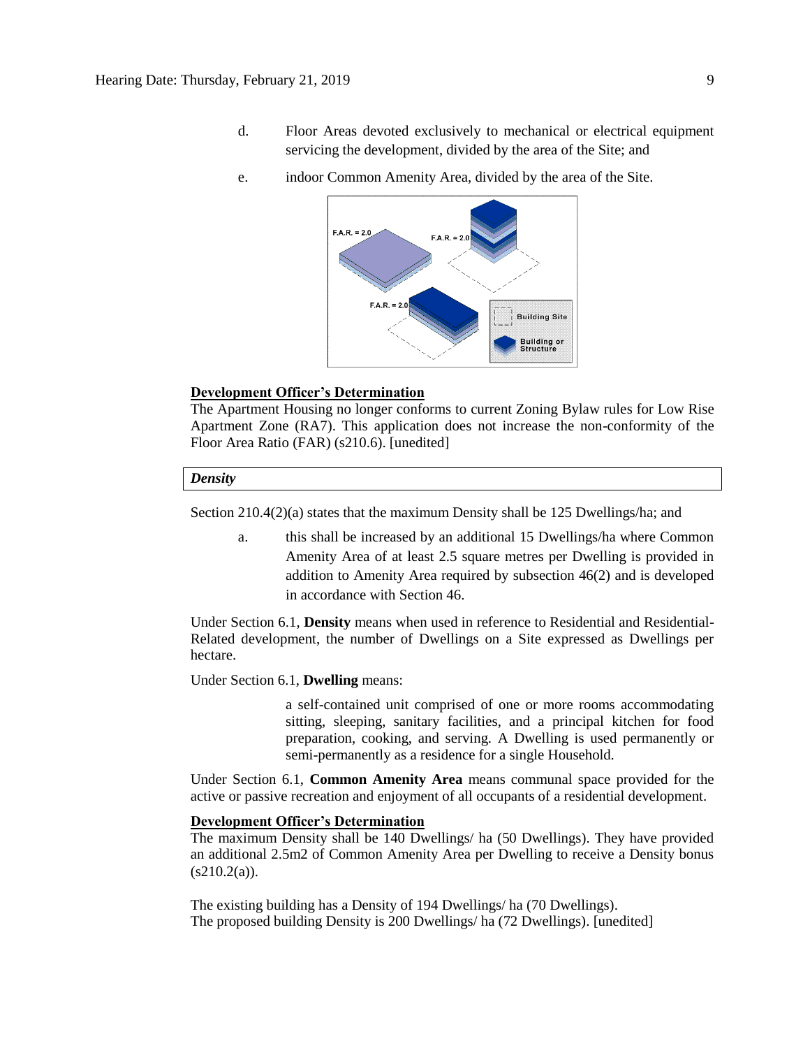d. Floor Areas devoted exclusively to mechanical or electrical equipment servicing the development, divided by the area of the Site; and

e. indoor Common Amenity Area, divided by the area of the Site.

**Development Officer's Determination**

The Apartment Housing no longer conforms to current Zoning Bylaw rules for Low Rise Apartment Zone (RA7). This application does not increase the non-conformity of the Floor Area Ratio (FAR) (s210.6). [unedited]

***Density***

Section 210.4(2)(a) states that the maximum Density shall be 125 Dwellings/ha; and

a. this shall be increased by an additional 15 Dwellings/ha where Common Amenity Area of at least 2.5 square metres per Dwelling is provided in addition to Amenity Area required by subsection 46(2) and is developed in accordance with Section 46.

Under Section 6.1, **Density** means when used in reference to Residential and Residential-Related development, the number of Dwellings on a Site expressed as Dwellings per hectare.

Under Section 6.1, **Dwelling** means:

> a self-contained unit comprised of one or more rooms accommodating sitting, sleeping, sanitary facilities, and a principal kitchen for food preparation, cooking, and serving. A Dwelling is used permanently or semi-permanently as a residence for a single Household.

Under Section 6.1, **Common Amenity Area** means communal space provided for the active or passive recreation and enjoyment of all occupants of a residential development.

**Development Officer's Determination**

The maximum Density shall be 140 Dwellings/ ha (50 Dwellings). They have provided an additional 2.5m2 of Common Amenity Area per Dwelling to receive a Density bonus (s210.2(a)).

The existing building has a Density of 194 Dwellings/ ha (70 Dwellings).
The proposed building Density is 200 Dwellings/ ha (72 Dwellings). [unedited]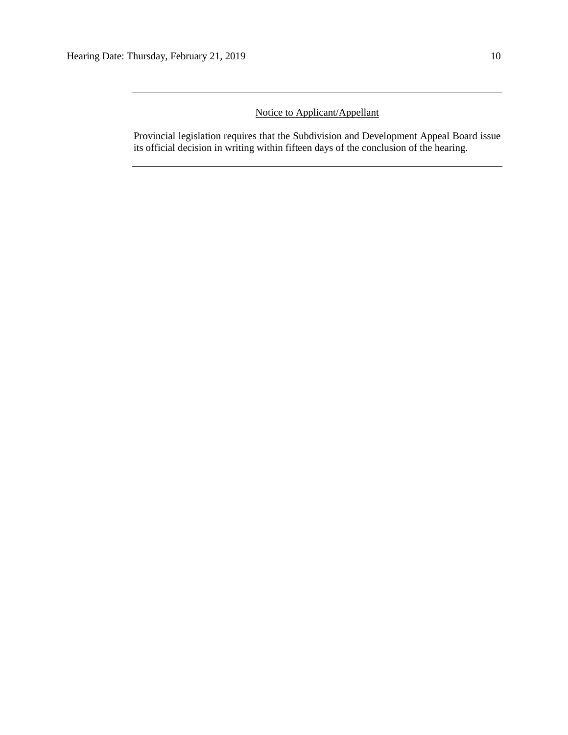---

Notice to Applicant/Appellant

Provincial legislation requires that the Subdivision and Development Appeal Board issue its official decision in writing within fifteen days of the conclusion of the hearing.

---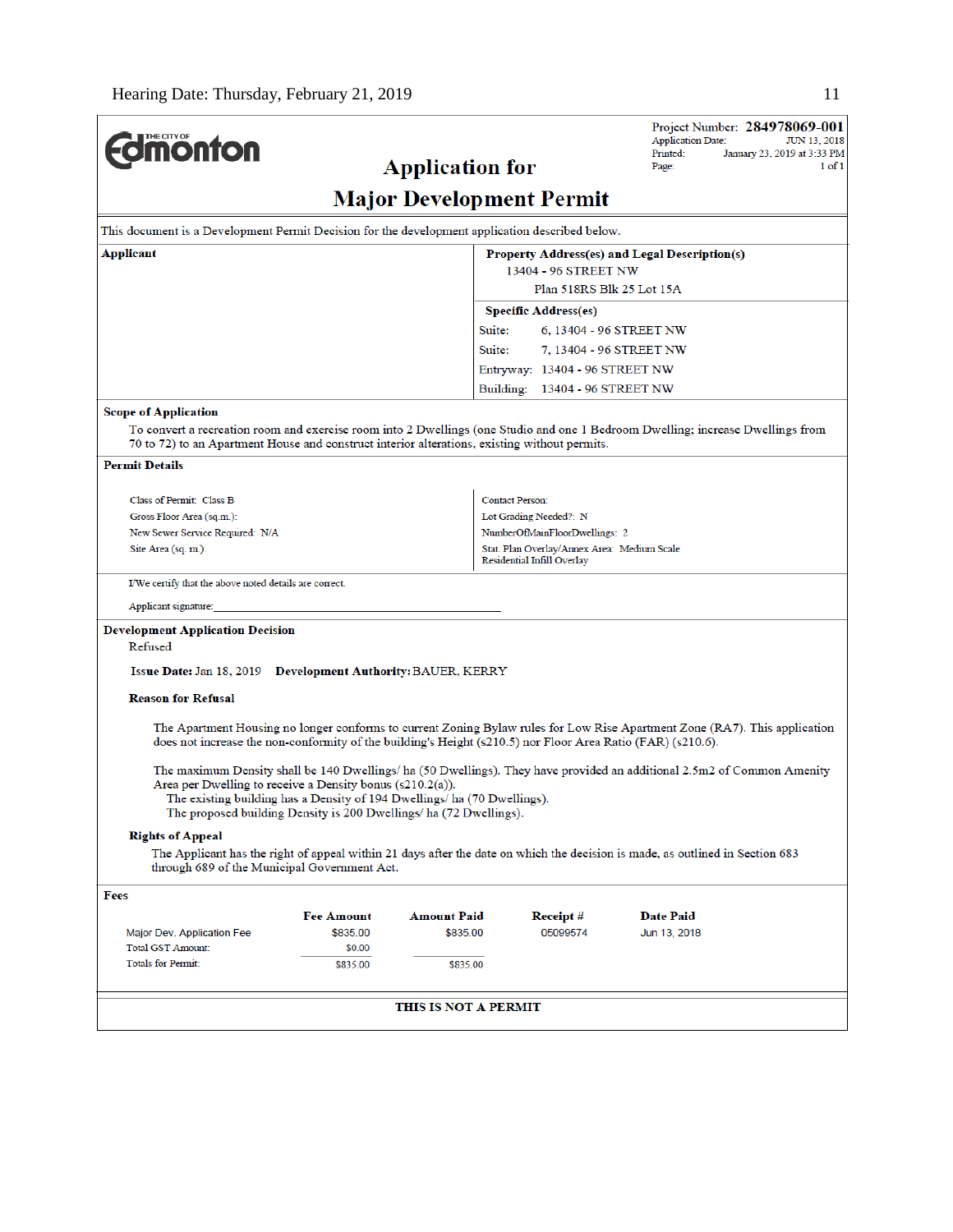The City of Edmonton

Project Number: **284978069-001**
Application Date: JUN 13, 2018
Printed: January 23, 2019 at 3:33 PM
Page: 1 of 1

# Application for
# Major Development Permit

This document is a Development Permit Decision for the development application described below.

**Applicant**

**Property Address(es) and Legal Description(s)**
13404 - 96 STREET NW
Plan 518RS Blk 25 Lot 15A

**Specific Address(es)**

| | |
|---|---|
| Suite: | 6, 13404 - 96 STREET NW |
| Suite: | 7, 13404 - 96 STREET NW |
| Entryway: | 13404 - 96 STREET NW |
| Building: | 13404 - 96 STREET NW |

**Scope of Application**

To convert a recreation room and exercise room into 2 Dwellings (one Studio and one 1 Bedroom Dwelling; increase Dwellings from 70 to 72) to an Apartment House and construct interior alterations, existing without permits.

**Permit Details**

Class of Permit: Class B
Gross Floor Area (sq.m.):
New Sewer Service Required: N/A
Site Area (sq. m.):

Contact Person:
Lot Grading Needed?: N
NumberOfMainFloorDwellings: 2
Stat. Plan Overlay/Annex Area: Medium Scale Residential Infill Overlay

I/We certify that the above noted details are correct.

Applicant signature: ____________________

**Development Application Decision**
Refused

**Issue Date:** Jan 18, 2019 **Development Authority:** BAUER, KERRY

**Reason for Refusal**

The Apartment Housing no longer conforms to current Zoning Bylaw rules for Low Rise Apartment Zone (RA7). This application does not increase the non-conformity of the building's Height (s210.5) nor Floor Area Ratio (FAR) (s210.6).

The maximum Density shall be 140 Dwellings/ ha (50 Dwellings). They have provided an additional 2.5m2 of Common Amenity Area per Dwelling to receive a Density bonus (s210.2(a)).
The existing building has a Density of 194 Dwellings/ ha (70 Dwellings).
The proposed building Density is 200 Dwellings/ ha (72 Dwellings).

**Rights of Appeal**

The Applicant has the right of appeal within 21 days after the date on which the decision is made, as outlined in Section 683 through 689 of the Municipal Government Act.

**Fees**

| | Fee Amount | Amount Paid | Receipt # | Date Paid |
|---|---|---|---|---|
| Major Dev. Application Fee | $835.00 | $835.00 | 05099574 | Jun 13, 2018 |
| Total GST Amount: | $0.00 | | | |
| Totals for Permit: | $835.00 | $835.00 | | |

**THIS IS NOT A PERMIT**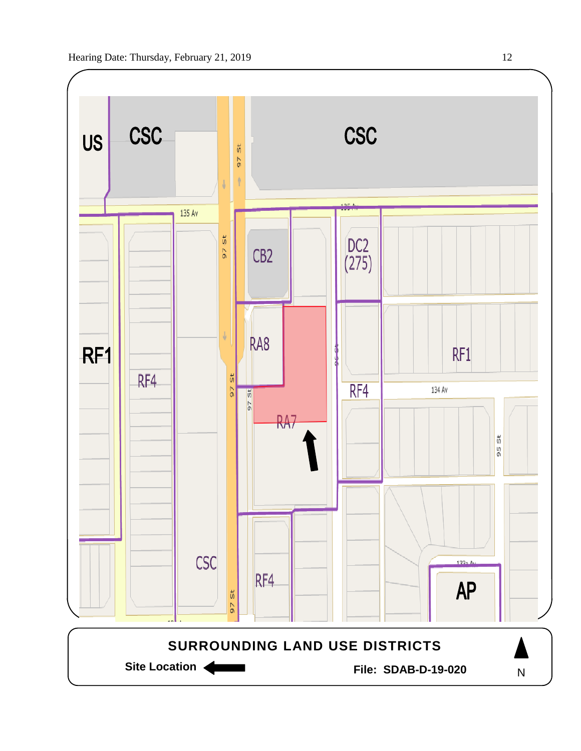US

CSC

CSC

97 St

135 Av

135 Av

CB2

DC2 (275)

RA8

RF1

RF1

RF4

RF4

134 Av

RA7

95 St

CSC

RF4

AP

133a Av

## SURROUNDING LAND USE DISTRICTS

**Site Location** ⬅

**File: SDAB-D-19-020**

N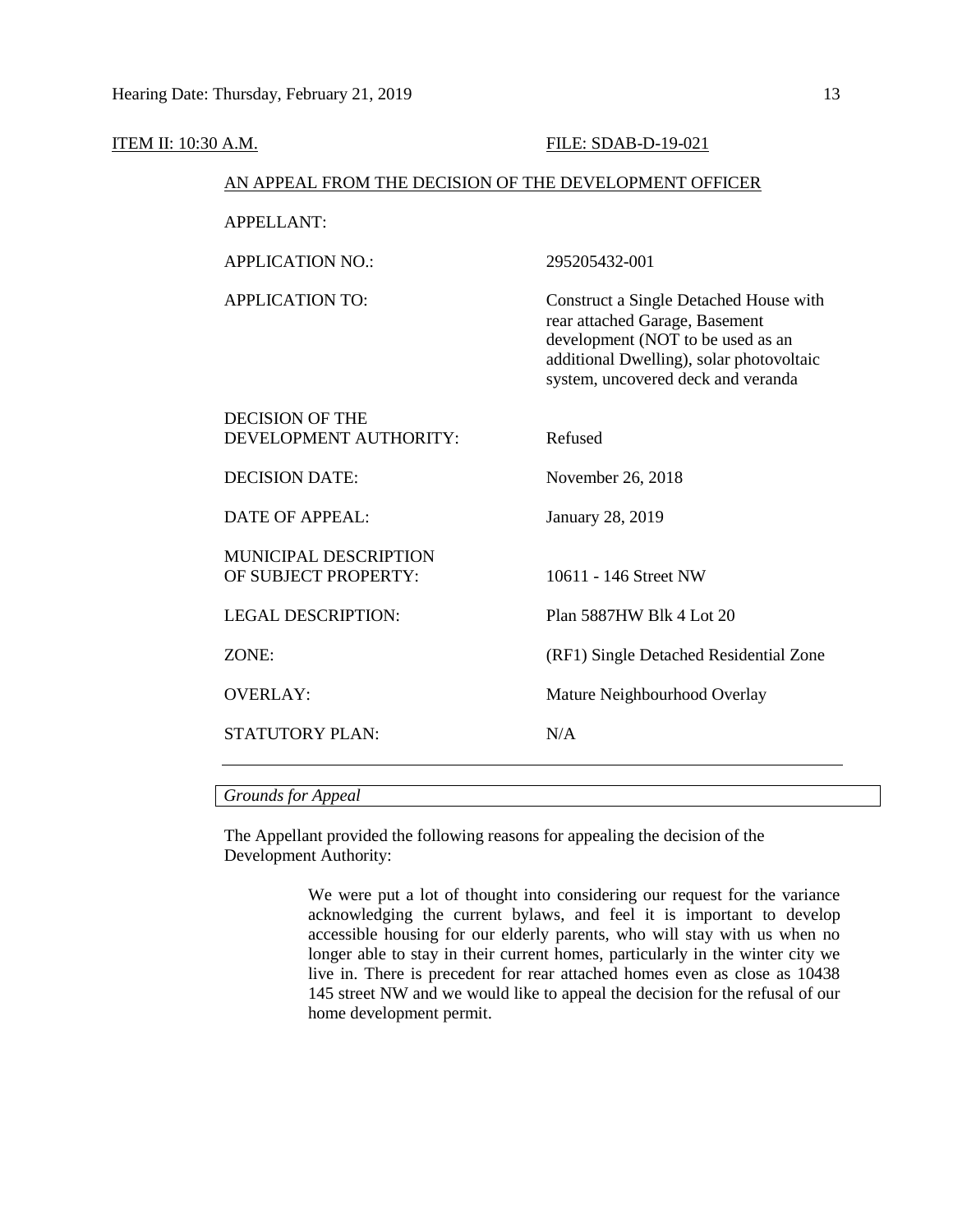ITEM II: 10:30 A.M. FILE: SDAB-D-19-021

AN APPEAL FROM THE DECISION OF THE DEVELOPMENT OFFICER

| | |
|---|---|
| APPELLANT: | |
| APPLICATION NO.: | 295205432-001 |
| APPLICATION TO: | Construct a Single Detached House with rear attached Garage, Basement development (NOT to be used as an additional Dwelling), solar photovoltaic system, uncovered deck and veranda |
| DECISION OF THE DEVELOPMENT AUTHORITY: | Refused |
| DECISION DATE: | November 26, 2018 |
| DATE OF APPEAL: | January 28, 2019 |
| MUNICIPAL DESCRIPTION OF SUBJECT PROPERTY: | 10611 - 146 Street NW |
| LEGAL DESCRIPTION: | Plan 5887HW Blk 4 Lot 20 |
| ZONE: | (RF1) Single Detached Residential Zone |
| OVERLAY: | Mature Neighbourhood Overlay |
| STATUTORY PLAN: | N/A |

---

*Grounds for Appeal*

The Appellant provided the following reasons for appealing the decision of the Development Authority:

> We were put a lot of thought into considering our request for the variance acknowledging the current bylaws, and feel it is important to develop accessible housing for our elderly parents, who will stay with us when no longer able to stay in their current homes, particularly in the winter city we live in. There is precedent for rear attached homes even as close as 10438 145 street NW and we would like to appeal the decision for the refusal of our home development permit.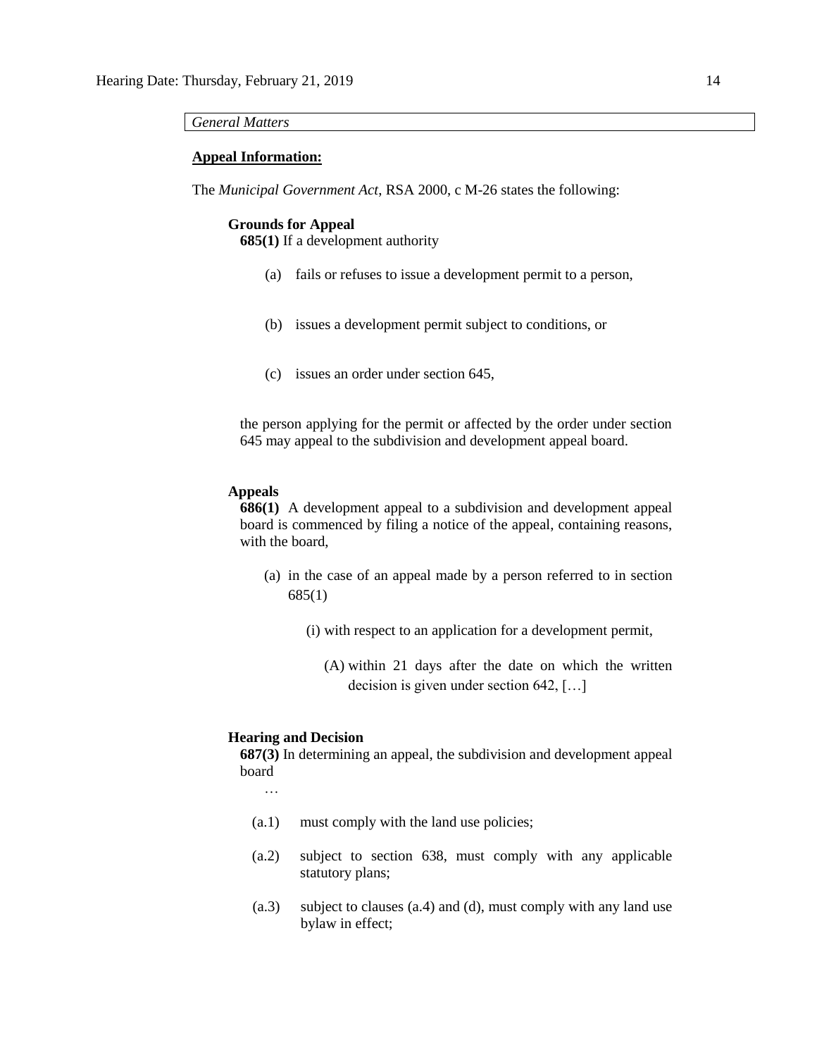*General Matters*

**Appeal Information:**

The *Municipal Government Act*, RSA 2000, c M-26 states the following:

**Grounds for Appeal**

**685(1)** If a development authority

(a) fails or refuses to issue a development permit to a person,

(b) issues a development permit subject to conditions, or

(c) issues an order under section 645,

the person applying for the permit or affected by the order under section 645 may appeal to the subdivision and development appeal board.

**Appeals**

**686(1)** A development appeal to a subdivision and development appeal board is commenced by filing a notice of the appeal, containing reasons, with the board,

(a) in the case of an appeal made by a person referred to in section 685(1)

(i) with respect to an application for a development permit,

(A) within 21 days after the date on which the written decision is given under section 642, […]

**Hearing and Decision**

**687(3)** In determining an appeal, the subdivision and development appeal board

…

(a.1) must comply with the land use policies;

(a.2) subject to section 638, must comply with any applicable statutory plans;

(a.3) subject to clauses (a.4) and (d), must comply with any land use bylaw in effect;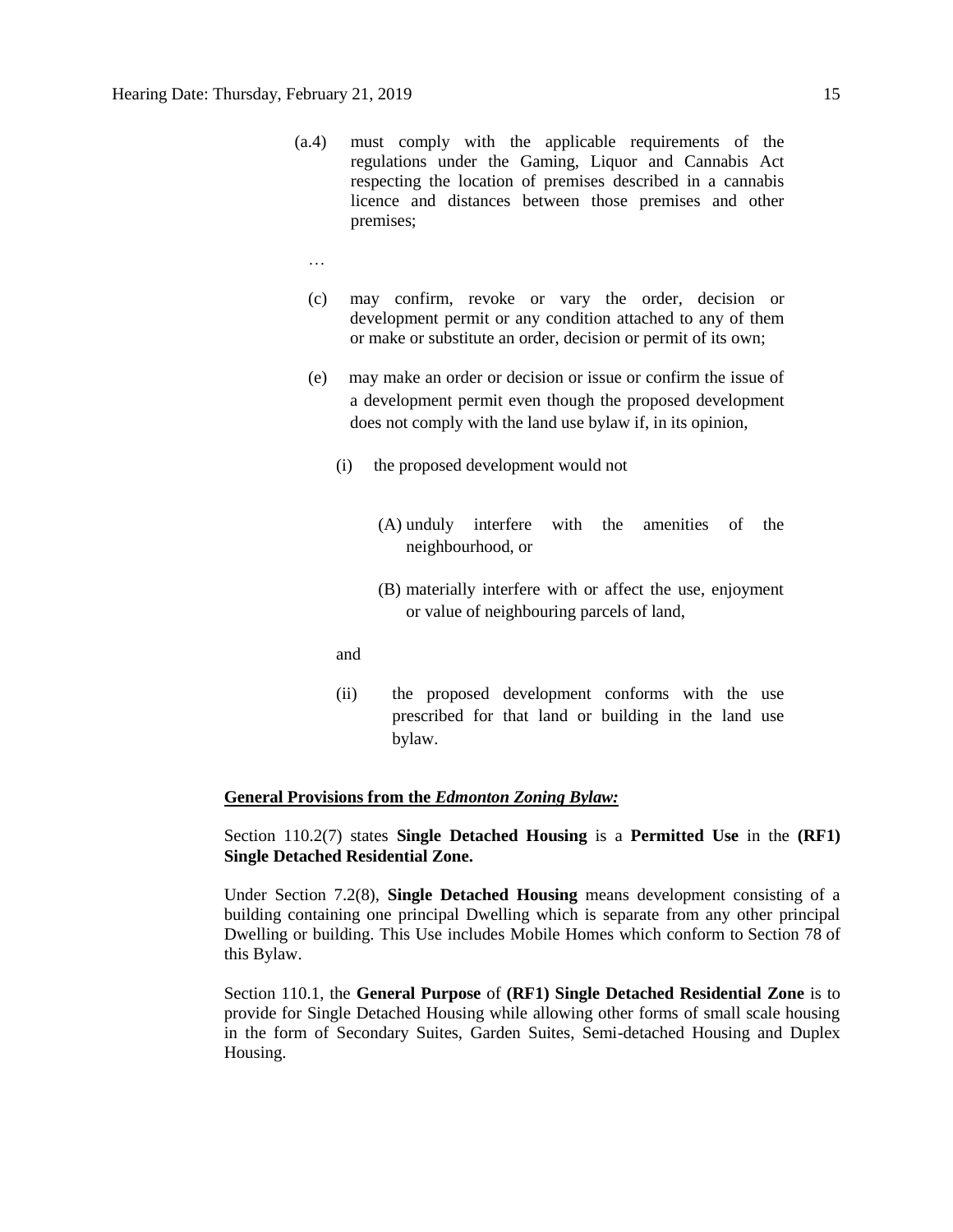(a.4) must comply with the applicable requirements of the regulations under the Gaming, Liquor and Cannabis Act respecting the location of premises described in a cannabis licence and distances between those premises and other premises;

…

(c) may confirm, revoke or vary the order, decision or development permit or any condition attached to any of them or make or substitute an order, decision or permit of its own;

(e) may make an order or decision or issue or confirm the issue of a development permit even though the proposed development does not comply with the land use bylaw if, in its opinion,

(i) the proposed development would not

(A) unduly interfere with the amenities of the neighbourhood, or

(B) materially interfere with or affect the use, enjoyment or value of neighbouring parcels of land,

and

(ii) the proposed development conforms with the use prescribed for that land or building in the land use bylaw.

**General Provisions from the *Edmonton Zoning Bylaw:***

Section 110.2(7) states **Single Detached Housing** is a **Permitted Use** in the **(RF1) Single Detached Residential Zone.**

Under Section 7.2(8), **Single Detached Housing** means development consisting of a building containing one principal Dwelling which is separate from any other principal Dwelling or building. This Use includes Mobile Homes which conform to Section 78 of this Bylaw.

Section 110.1, the **General Purpose** of **(RF1) Single Detached Residential Zone** is to provide for Single Detached Housing while allowing other forms of small scale housing in the form of Secondary Suites, Garden Suites, Semi-detached Housing and Duplex Housing.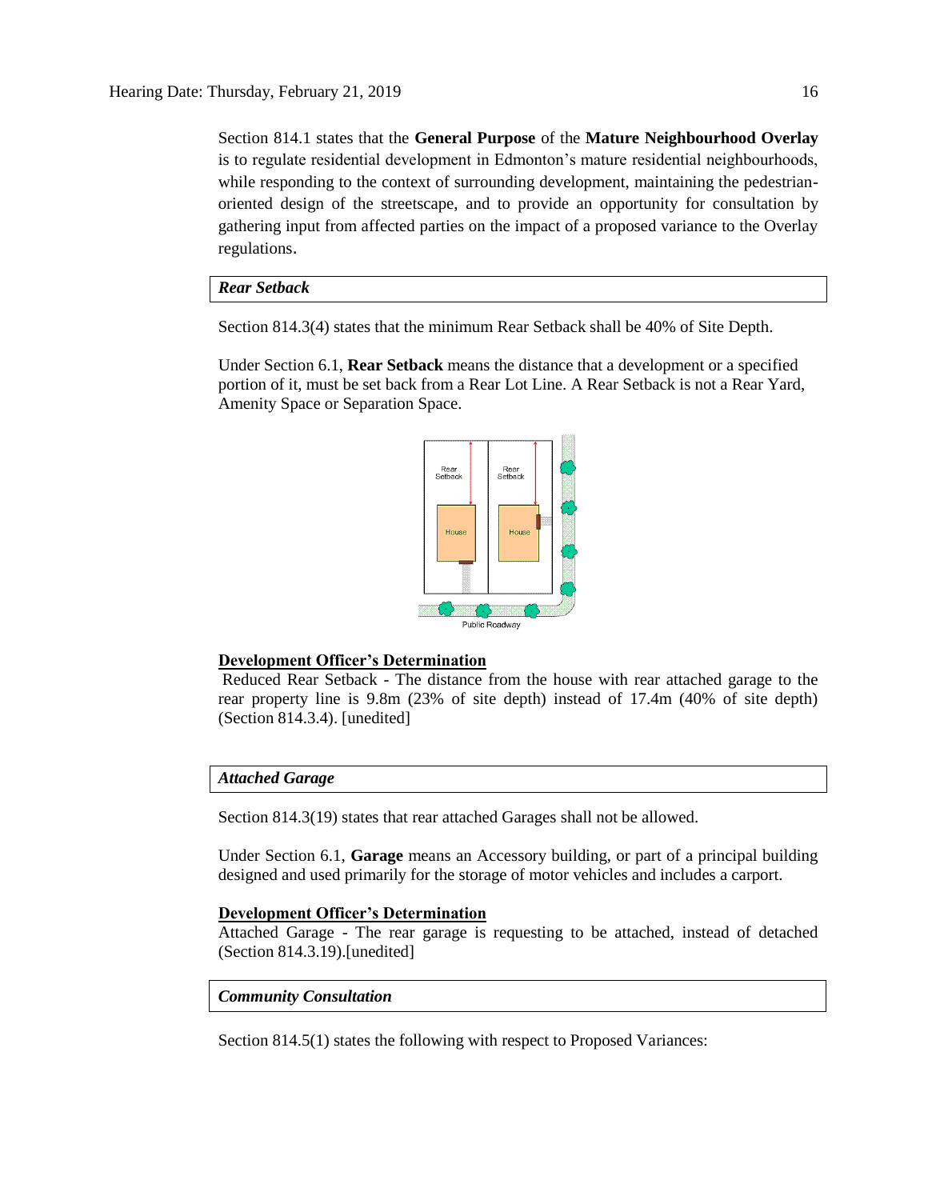Section 814.1 states that the **General Purpose** of the **Mature Neighbourhood Overlay** is to regulate residential development in Edmonton's mature residential neighbourhoods, while responding to the context of surrounding development, maintaining the pedestrian-oriented design of the streetscape, and to provide an opportunity for consultation by gathering input from affected parties on the impact of a proposed variance to the Overlay regulations.

***Rear Setback***

Section 814.3(4) states that the minimum Rear Setback shall be 40% of Site Depth.

Under Section 6.1, **Rear Setback** means the distance that a development or a specified portion of it, must be set back from a Rear Lot Line. A Rear Setback is not a Rear Yard, Amenity Space or Separation Space.

**<u>Development Officer's Determination</u>**

Reduced Rear Setback - The distance from the house with rear attached garage to the rear property line is 9.8m (23% of site depth) instead of 17.4m (40% of site depth) (Section 814.3.4). [unedited]

***Attached Garage***

Section 814.3(19) states that rear attached Garages shall not be allowed.

Under Section 6.1, **Garage** means an Accessory building, or part of a principal building designed and used primarily for the storage of motor vehicles and includes a carport.

**<u>Development Officer's Determination</u>**

Attached Garage - The rear garage is requesting to be attached, instead of detached (Section 814.3.19).[unedited]

***Community Consultation***

Section 814.5(1) states the following with respect to Proposed Variances: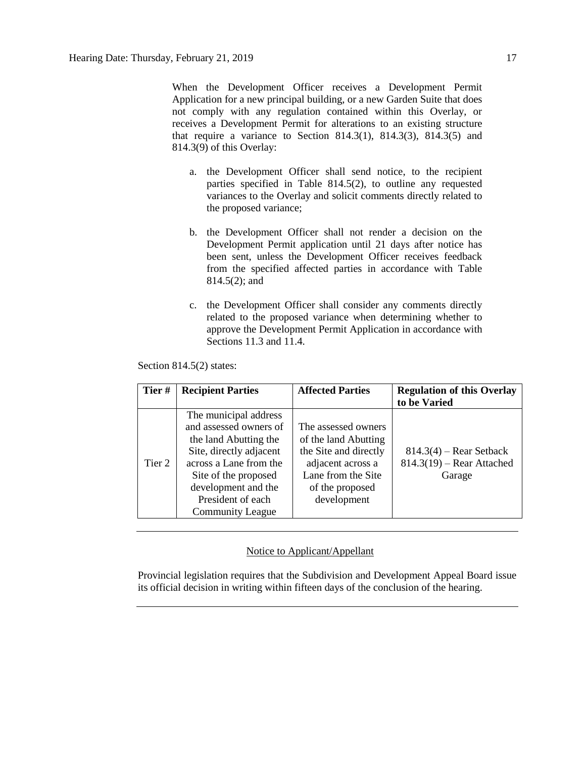When the Development Officer receives a Development Permit Application for a new principal building, or a new Garden Suite that does not comply with any regulation contained within this Overlay, or receives a Development Permit for alterations to an existing structure that require a variance to Section 814.3(1), 814.3(3), 814.3(5) and 814.3(9) of this Overlay:

a. the Development Officer shall send notice, to the recipient parties specified in Table 814.5(2), to outline any requested variances to the Overlay and solicit comments directly related to the proposed variance;

b. the Development Officer shall not render a decision on the Development Permit application until 21 days after notice has been sent, unless the Development Officer receives feedback from the specified affected parties in accordance with Table 814.5(2); and

c. the Development Officer shall consider any comments directly related to the proposed variance when determining whether to approve the Development Permit Application in accordance with Sections 11.3 and 11.4.

Section 814.5(2) states:

| Tier # | Recipient Parties | Affected Parties | Regulation of this Overlay to be Varied |
|---|---|---|---|
| Tier 2 | The municipal address and assessed owners of the land Abutting the Site, directly adjacent across a Lane from the Site of the proposed development and the President of each Community League | The assessed owners of the land Abutting the Site and directly adjacent across a Lane from the Site of the proposed development | 814.3(4) – Rear Setback<br>814.3(19) – Rear Attached Garage |

---

Notice to Applicant/Appellant

Provincial legislation requires that the Subdivision and Development Appeal Board issue its official decision in writing within fifteen days of the conclusion of the hearing.

---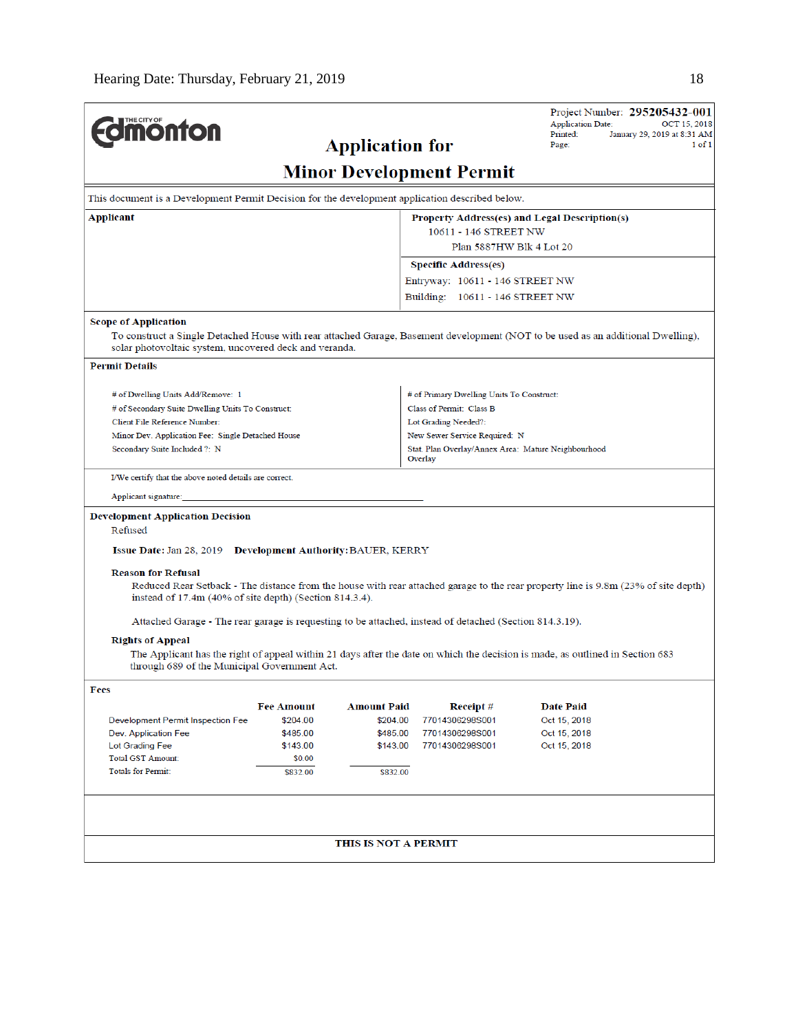**Edmonton** (THE CITY OF)

Project Number: **295205432-001**
Application Date: OCT 15, 2018
Printed: January 29, 2019 at 8:31 AM
Page: 1 of 1

# Application for Minor Development Permit

This document is a Development Permit Decision for the development application described below.

**Applicant**

**Property Address(es) and Legal Description(s)**
10611 - 146 STREET NW
Plan 5887HW Blk 4 Lot 20

**Specific Address(es)**
Entryway: 10611 - 146 STREET NW
Building: 10611 - 146 STREET NW

**Scope of Application**

To construct a Single Detached House with rear attached Garage, Basement development (NOT to be used as an additional Dwelling), solar photovoltaic system, uncovered deck and veranda.

**Permit Details**

# of Dwelling Units Add/Remove: 1
# of Secondary Suite Dwelling Units To Construct:
Client File Reference Number:
Minor Dev. Application Fee: Single Detached House
Secondary Suite Included ?: N

# of Primary Dwelling Units To Construct:
Class of Permit: Class B
Lot Grading Needed?:
New Sewer Service Required: N
Stat. Plan Overlay/Annex Area: Mature Neighbourhood Overlay

I/We certify that the above noted details are correct.

Applicant signature:

**Development Application Decision**

Refused

**Issue Date:** Jan 28, 2019 **Development Authority:** BAUER, KERRY

**Reason for Refusal**

Reduced Rear Setback - The distance from the house with rear attached garage to the rear property line is 9.8m (23% of site depth) instead of 17.4m (40% of site depth) (Section 814.3.4).

Attached Garage - The rear garage is requesting to be attached, instead of detached (Section 814.3.19).

**Rights of Appeal**

The Applicant has the right of appeal within 21 days after the date on which the decision is made, as outlined in Section 683 through 689 of the Municipal Government Act.

**Fees**

| | Fee Amount | Amount Paid | Receipt # | Date Paid |
|---|---|---|---|---|
| Development Permit Inspection Fee | $204.00 | $204.00 | 77014306298S001 | Oct 15, 2018 |
| Dev. Application Fee | $485.00 | $485.00 | 77014306298S001 | Oct 15, 2018 |
| Lot Grading Fee | $143.00 | $143.00 | 77014306298S001 | Oct 15, 2018 |
| Total GST Amount: | $0.00 | | | |
| Totals for Permit: | $832.00 | $832.00 | | |

**THIS IS NOT A PERMIT**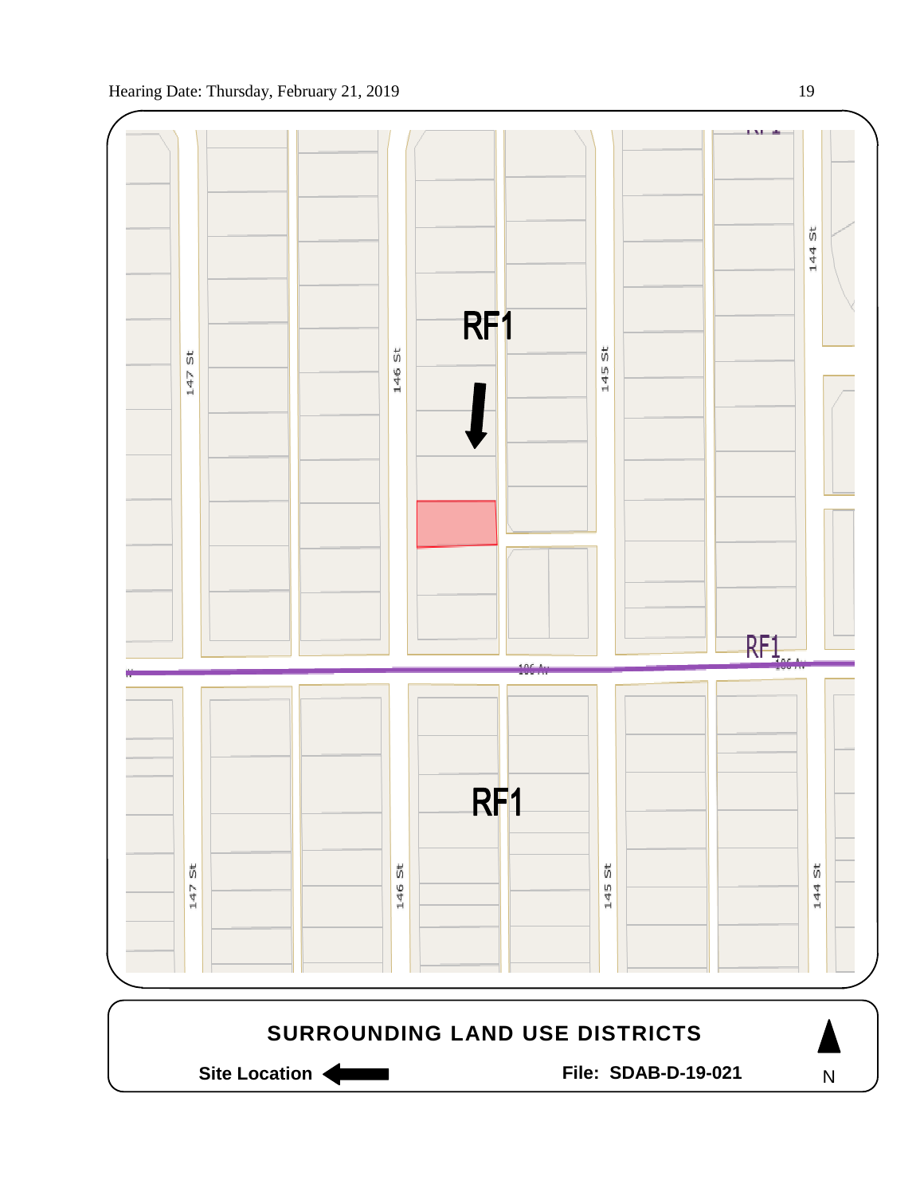RF1

147 St

146 St

145 St

144 St

106 Av

RF1

RF1

147 St

146 St

145 St

144 St

**SURROUNDING LAND USE DISTRICTS**

**Site Location** ←

**File: SDAB-D-19-021**

N